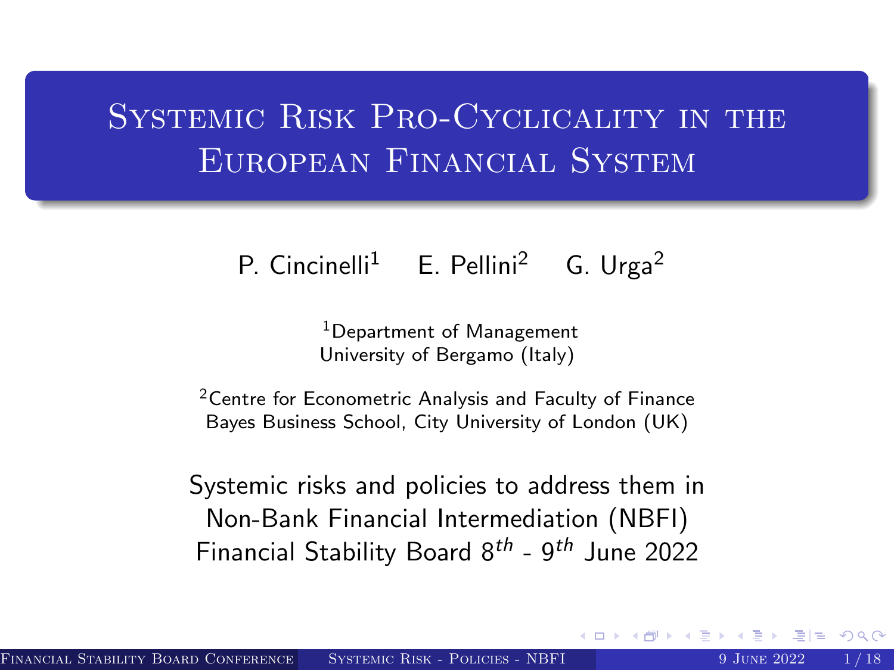# Systemic Risk Pro-Cyclicality in the European Financial System

P. Cincinelli[1] E. Pellini[2] G. Urga[2]

[1]Department of Management
University of Bergamo (Italy)

[2]Centre for Econometric Analysis and Faculty of Finance
Bayes Business School, City University of London (UK)

Systemic risks and policies to address them in
Non-Bank Financial Intermediation (NBFI)
Financial Stability Board $8^{th}$ - $9^{th}$ June 2022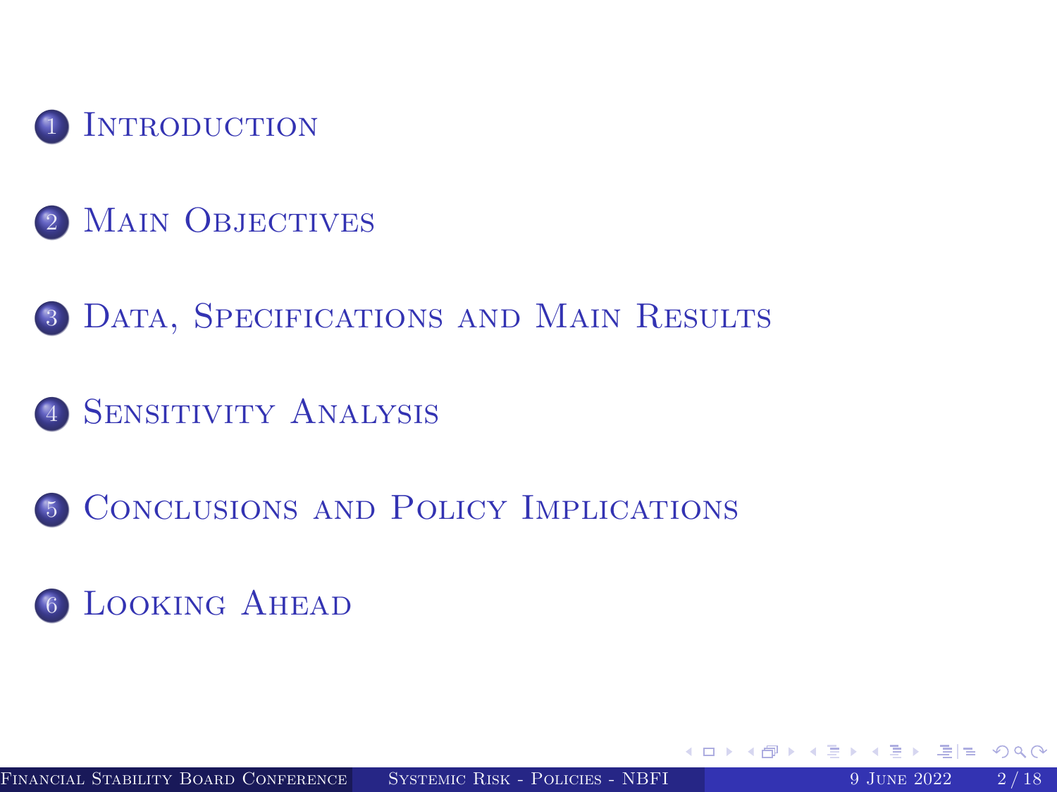1. Introduction
2. Main Objectives
3. Data, Specifications and Main Results
4. Sensitivity Analysis
5. Conclusions and Policy Implications
6. Looking Ahead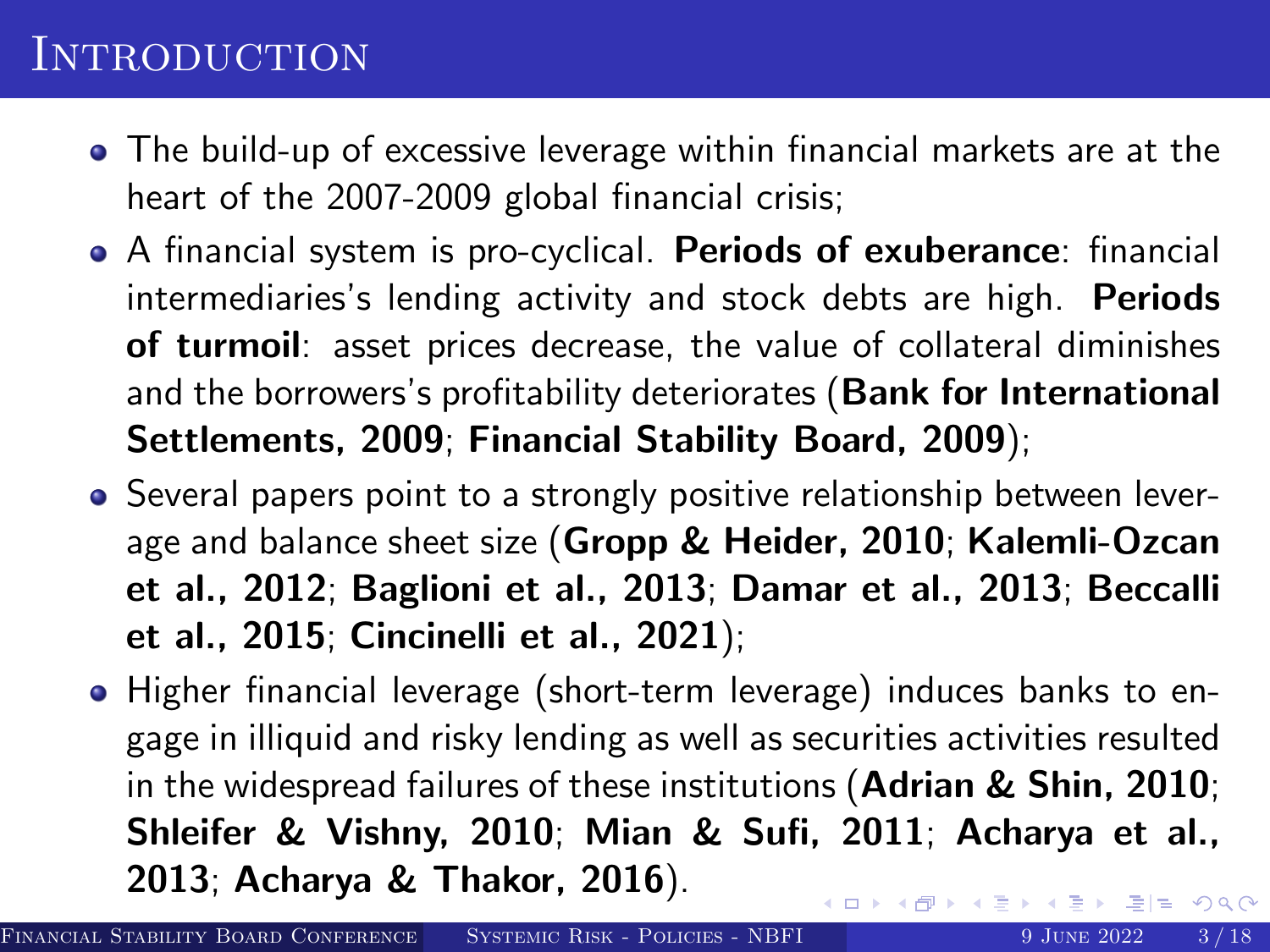# Introduction

- The build-up of excessive leverage within financial markets are at the heart of the 2007-2009 global financial crisis;
- A financial system is pro-cyclical. **Periods of exuberance**: financial intermediaries's lending activity and stock debts are high. **Periods of turmoil**: asset prices decrease, the value of collateral diminishes and the borrowers's profitability deteriorates (**Bank for International Settlements, 2009**; **Financial Stability Board, 2009**);
- Several papers point to a strongly positive relationship between leverage and balance sheet size (**Gropp & Heider, 2010**; **Kalemli-Ozcan et al., 2012**; **Baglioni et al., 2013**; **Damar et al., 2013**; **Beccalli et al., 2015**; **Cincinelli et al., 2021**);
- Higher financial leverage (short-term leverage) induces banks to engage in illiquid and risky lending as well as securities activities resulted in the widespread failures of these institutions (**Adrian & Shin, 2010**; **Shleifer & Vishny, 2010**; **Mian & Sufi, 2011**; **Acharya et al., 2013**; **Acharya & Thakor, 2016**).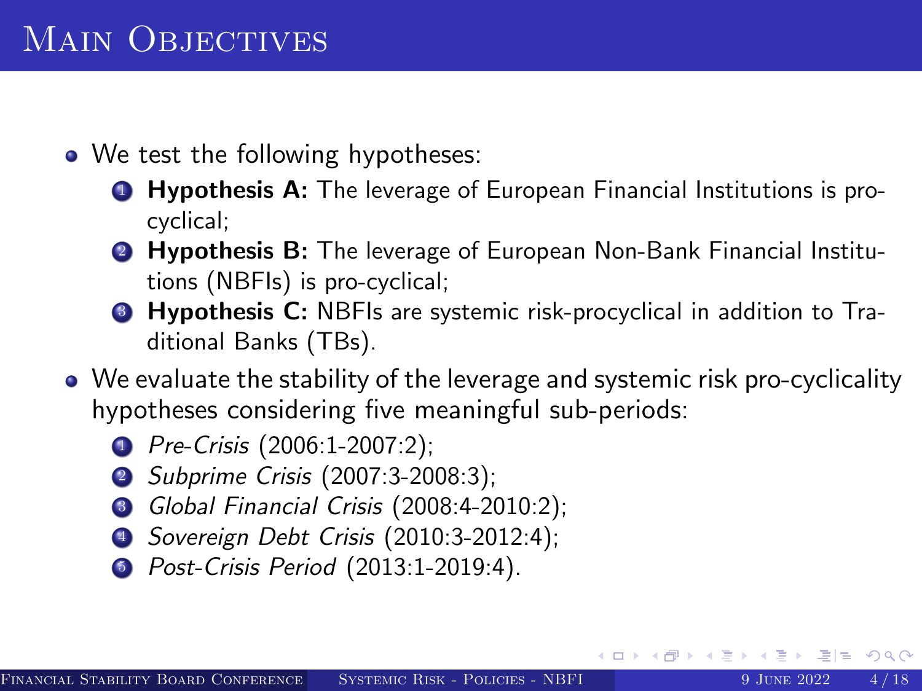# Main Objectives

- We test the following hypotheses:
  1. **Hypothesis A:** The leverage of European Financial Institutions is pro-cyclical;
  2. **Hypothesis B:** The leverage of European Non-Bank Financial Institutions (NBFIs) is pro-cyclical;
  3. **Hypothesis C:** NBFIs are systemic risk-procyclical in addition to Traditional Banks (TBs).
- We evaluate the stability of the leverage and systemic risk pro-cyclicality hypotheses considering five meaningful sub-periods:
  1. *Pre-Crisis* (2006:1-2007:2);
  2. *Subprime Crisis* (2007:3-2008:3);
  3. *Global Financial Crisis* (2008:4-2010:2);
  4. *Sovereign Debt Crisis* (2010:3-2012:4);
  5. *Post-Crisis Period* (2013:1-2019:4).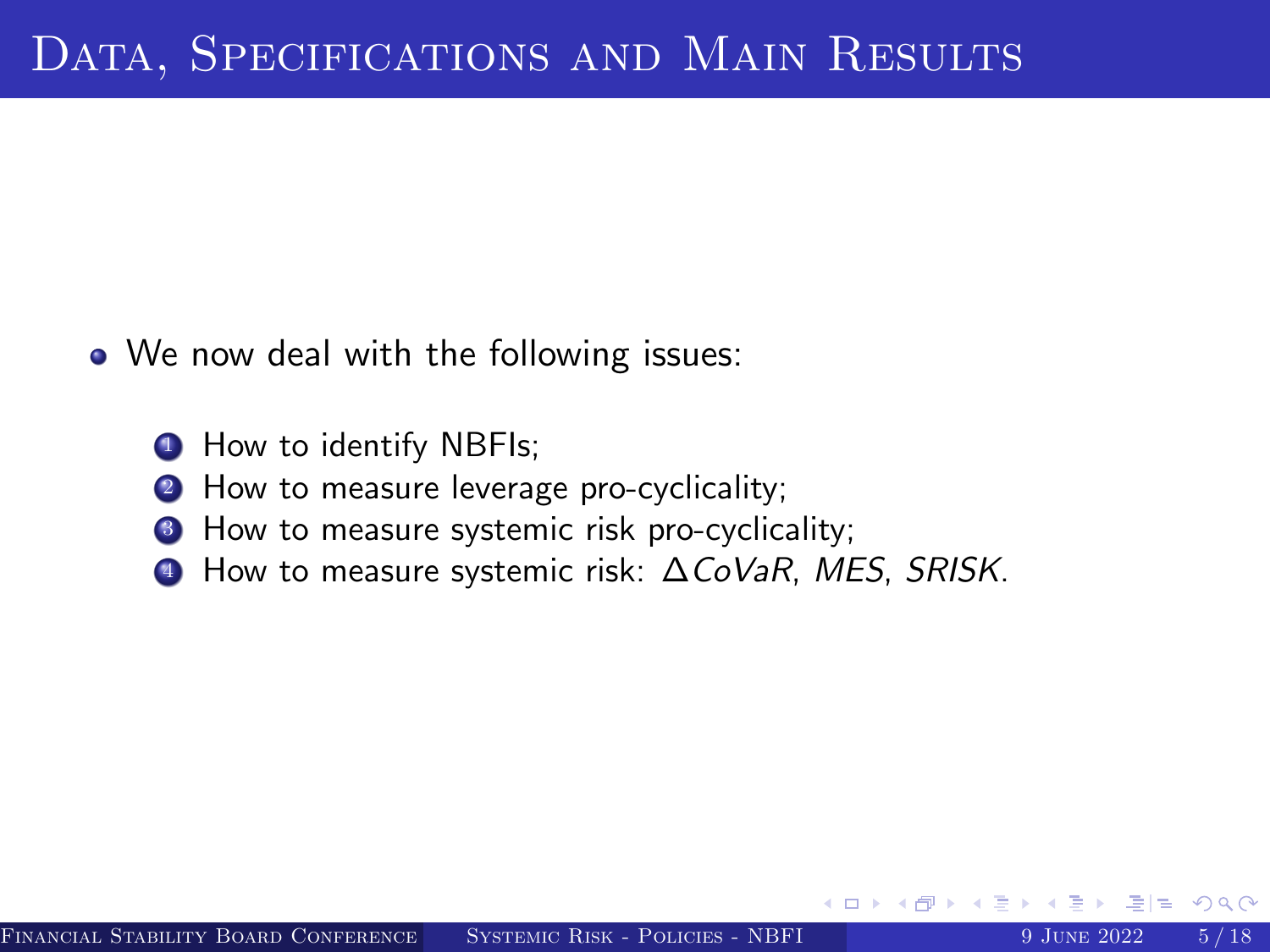# Data, Specifications and Main Results

- We now deal with the following issues:

  1. How to identify NBFIs;
  2. How to measure leverage pro-cyclicality;
  3. How to measure systemic risk pro-cyclicality;
  4. How to measure systemic risk: $\Delta CoVaR$, $MES$, $SRISK$.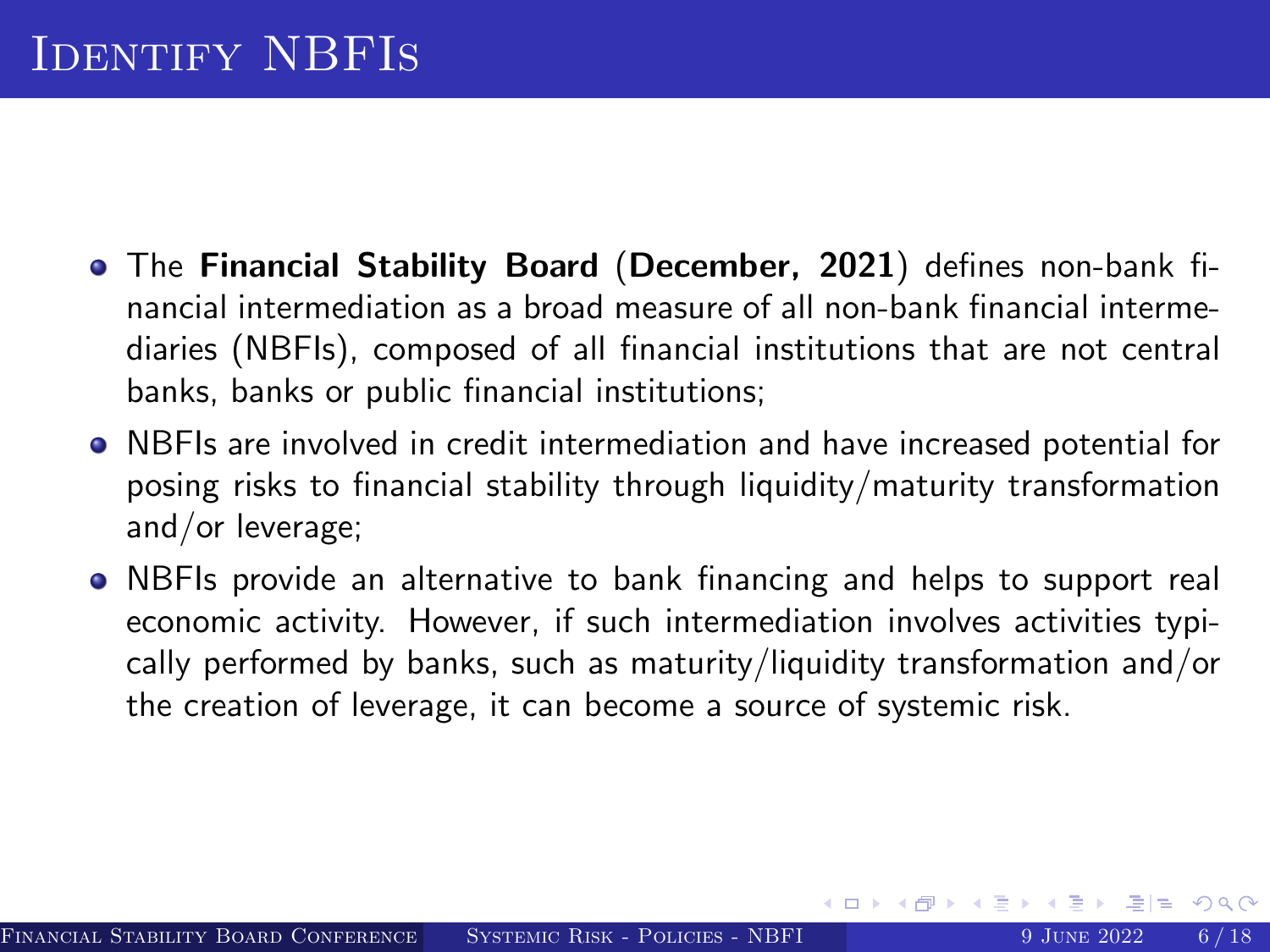# Identify NBFIs

- The **Financial Stability Board** (**December, 2021**) defines non-bank financial intermediation as a broad measure of all non-bank financial intermediaries (NBFIs), composed of all financial institutions that are not central banks, banks or public financial institutions;
- NBFIs are involved in credit intermediation and have increased potential for posing risks to financial stability through liquidity/maturity transformation and/or leverage;
- NBFIs provide an alternative to bank financing and helps to support real economic activity. However, if such intermediation involves activities typically performed by banks, such as maturity/liquidity transformation and/or the creation of leverage, it can become a source of systemic risk.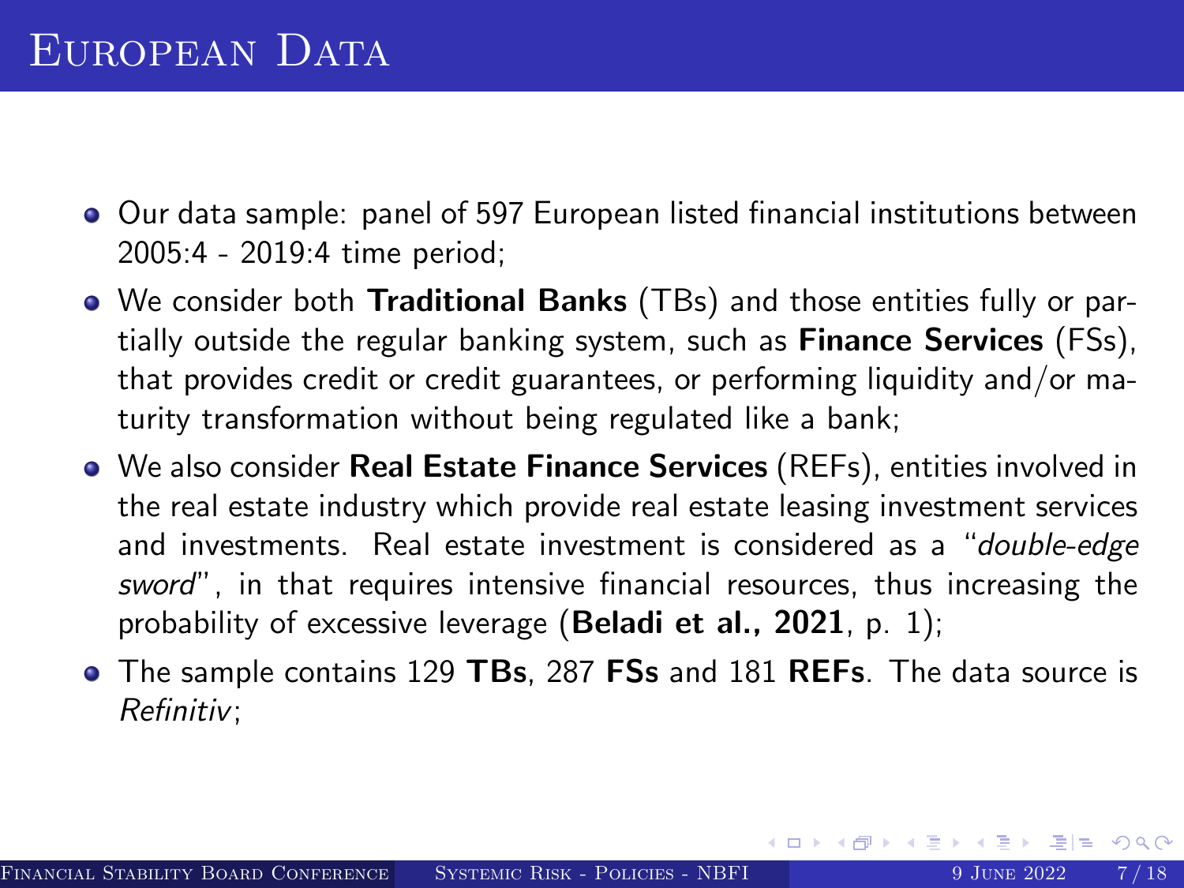# European Data

- Our data sample: panel of 597 European listed financial institutions between 2005:4 - 2019:4 time period;
- We consider both **Traditional Banks** (TBs) and those entities fully or partially outside the regular banking system, such as **Finance Services** (FSs), that provides credit or credit guarantees, or performing liquidity and/or maturity transformation without being regulated like a bank;
- We also consider **Real Estate Finance Services** (REFs), entities involved in the real estate industry which provide real estate leasing investment services and investments. Real estate investment is considered as a "*double-edge sword*", in that requires intensive financial resources, thus increasing the probability of excessive leverage (**Beladi et al., 2021**, p. 1);
- The sample contains 129 **TBs**, 287 **FSs** and 181 **REFs**. The data source is *Refinitiv*;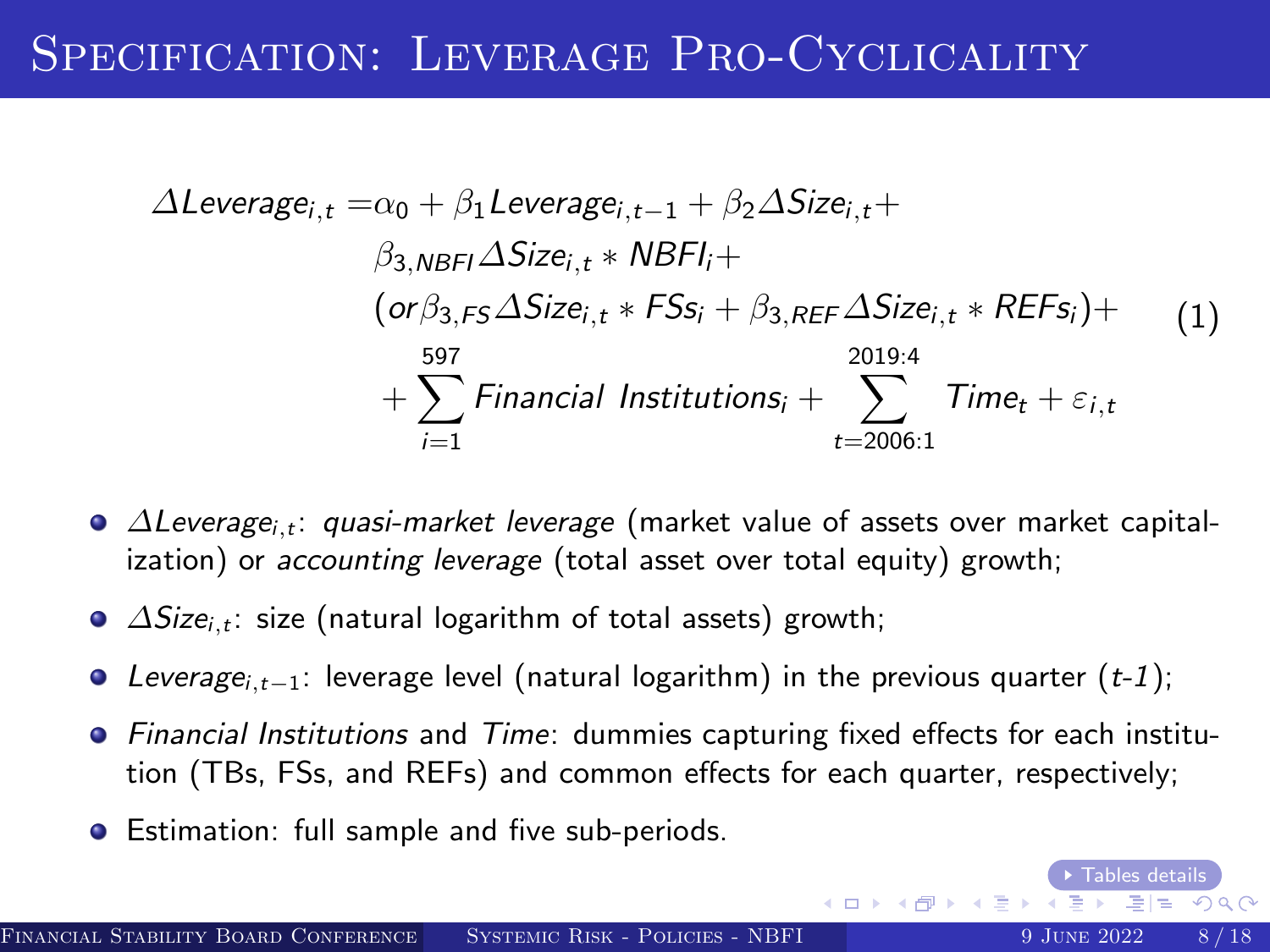# Specification: Leverage Pro-Cyclicality

$$
\begin{aligned}
\Delta Leverage_{i,t} = & \alpha_0 + \beta_1 Leverage_{i,t-1} + \beta_2 \Delta Size_{i,t} + \\
& \beta_{3,NBFI} \Delta Size_{i,t} * NBFI_i + \\
& (or \beta_{3,FS} \Delta Size_{i,t} * FSs_i + \beta_{3,REF} \Delta Size_{i,t} * REFs_i) + \\
& + \sum_{i=1}^{597} Financial\ Institutions_i + \sum_{t=2006:1}^{2019:4} Time_t + \varepsilon_{i,t}
\end{aligned} \tag{1}
$$

- $\Delta Leverage_{i,t}$: *quasi-market leverage* (market value of assets over market capitalization) or *accounting leverage* (total asset over total equity) growth;
- $\Delta Size_{i,t}$: size (natural logarithm of total assets) growth;
- $Leverage_{i,t-1}$: leverage level (natural logarithm) in the previous quarter (*t-1*);
- *Financial Institutions* and *Time*: dummies capturing fixed effects for each institution (TBs, FSs, and REFs) and common effects for each quarter, respectively;
- Estimation: full sample and five sub-periods.

Tables details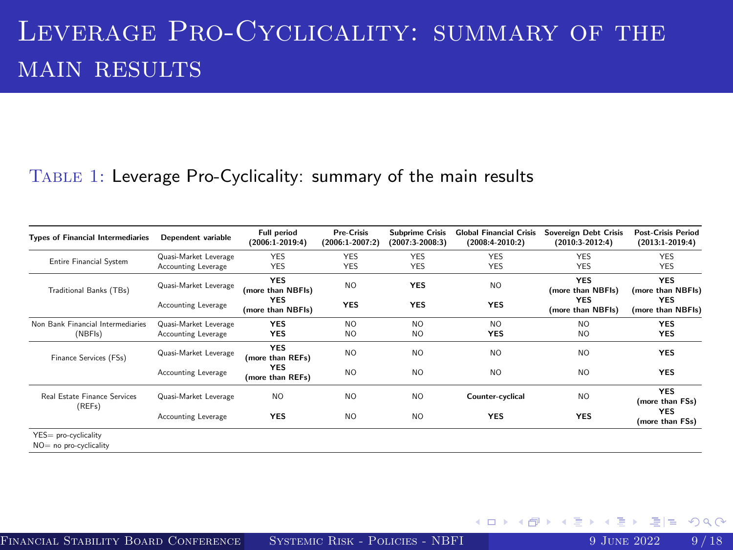# Leverage Pro-Cyclicality: summary of the main results

Table 1: Leverage Pro-Cyclicality: summary of the main results

| Types of Financial Intermediaries | Dependent variable | Full period (2006:1-2019:4) | Pre-Crisis (2006:1-2007:2) | Subprime Crisis (2007:3-2008:3) | Global Financial Crisis (2008:4-2010:2) | Sovereign Debt Crisis (2010:3-2012:4) | Post-Crisis Period (2013:1-2019:4) |
|---|---|---|---|---|---|---|---|
| Entire Financial System | Quasi-Market Leverage | YES | YES | YES | YES | YES | YES |
| | Accounting Leverage | YES | YES | YES | YES | YES | YES |
| Traditional Banks (TBs) | Quasi-Market Leverage | **YES (more than NBFIs)** | NO | **YES** | NO | **YES (more than NBFIs)** | **YES (more than NBFIs)** |
| | Accounting Leverage | **YES (more than NBFIs)** | **YES** | **YES** | **YES** | **YES (more than NBFIs)** | **YES (more than NBFIs)** |
| Non Bank Financial Intermediaries (NBFIs) | Quasi-Market Leverage | **YES** | NO | NO | NO | NO | **YES** |
| | Accounting Leverage | **YES** | NO | NO | **YES** | NO | **YES** |
| Finance Services (FSs) | Quasi-Market Leverage | **YES (more than REFs)** | NO | NO | NO | NO | **YES** |
| | Accounting Leverage | **YES (more than REFs)** | NO | NO | NO | NO | **YES** |
| Real Estate Finance Services (REFs) | Quasi-Market Leverage | NO | NO | NO | **Counter-cyclical** | NO | **YES (more than FSs)** |
| | Accounting Leverage | **YES** | NO | NO | **YES** | **YES** | **YES (more than FSs)** |

YES= pro-cyclicality
NO= no pro-cyclicality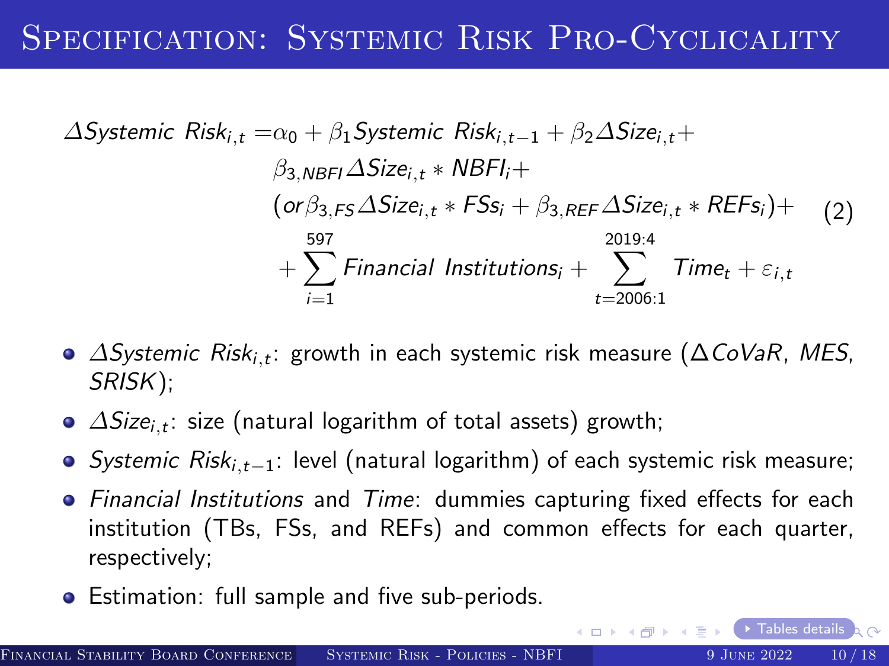# Specification: Systemic Risk Pro-Cyclicality

$$
\begin{aligned}
\Delta Systemic\ Risk_{i,t} = & \alpha_0 + \beta_1 Systemic\ Risk_{i,t-1} + \beta_2 \Delta Size_{i,t} + \\
& \beta_{3,NBFI} \Delta Size_{i,t} * NBFI_i + \\
& (or \beta_{3,FS} \Delta Size_{i,t} * FSs_i + \beta_{3,REF} \Delta Size_{i,t} * REFs_i) + \\
& + \sum_{i=1}^{597} Financial\ Institutions_i + \sum_{t=2006:1}^{2019:4} Time_t + \varepsilon_{i,t}
\end{aligned} \tag{2}
$$

- $\Delta Systemic\ Risk_{i,t}$: growth in each systemic risk measure ($\Delta CoVaR$, $MES$, $SRISK$);
- $\Delta Size_{i,t}$: size (natural logarithm of total assets) growth;
- $Systemic\ Risk_{i,t-1}$: level (natural logarithm) of each systemic risk measure;
- *Financial Institutions* and *Time*: dummies capturing fixed effects for each institution (TBs, FSs, and REFs) and common effects for each quarter, respectively;
- Estimation: full sample and five sub-periods.

Tables details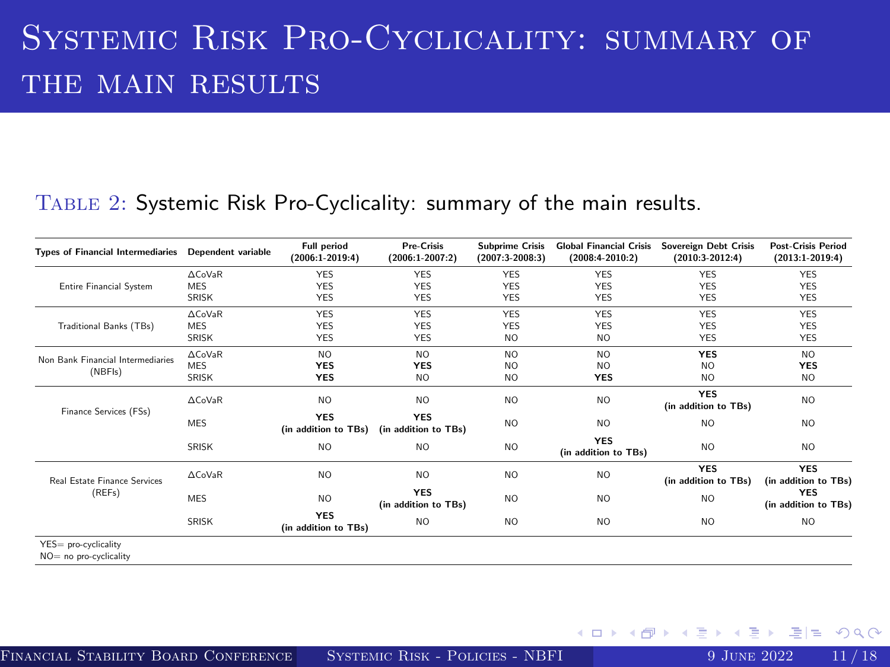# Systemic Risk Pro-Cyclicality: summary of the main results

Table 2: Systemic Risk Pro-Cyclicality: summary of the main results.

| Types of Financial Intermediaries | Dependent variable | Full period (2006:1-2019:4) | Pre-Crisis (2006:1-2007:2) | Subprime Crisis (2007:3-2008:3) | Global Financial Crisis (2008:4-2010:2) | Sovereign Debt Crisis (2010:3-2012:4) | Post-Crisis Period (2013:1-2019:4) |
|---|---|---|---|---|---|---|---|
| Entire Financial System | ΔCoVaR | YES | YES | YES | YES | YES | YES |
| | MES | YES | YES | YES | YES | YES | YES |
| | SRISK | YES | YES | YES | YES | YES | YES |
| Traditional Banks (TBs) | ΔCoVaR | YES | YES | YES | YES | YES | YES |
| | MES | YES | YES | YES | YES | YES | YES |
| | SRISK | YES | YES | NO | NO | YES | YES |
| Non Bank Financial Intermediaries (NBFIs) | ΔCoVaR | NO | NO | NO | NO | **YES** | NO |
| | MES | **YES** | **YES** | NO | NO | NO | **YES** |
| | SRISK | **YES** | NO | NO | **YES** | NO | NO |
| Finance Services (FSs) | ΔCoVaR | NO | NO | NO | NO | **YES (in addition to TBs)** | NO |
| | MES | **YES (in addition to TBs)** | **YES (in addition to TBs)** | NO | NO | NO | NO |
| | SRISK | NO | NO | NO | **YES (in addition to TBs)** | NO | NO |
| Real Estate Finance Services (REFs) | ΔCoVaR | NO | NO | NO | NO | **YES (in addition to TBs)** | **YES (in addition to TBs)** |
| | MES | NO | **YES (in addition to TBs)** | NO | NO | NO | **YES (in addition to TBs)** |
| | SRISK | **YES (in addition to TBs)** | NO | NO | NO | NO | NO |

YES= pro-cyclicality
NO= no pro-cyclicality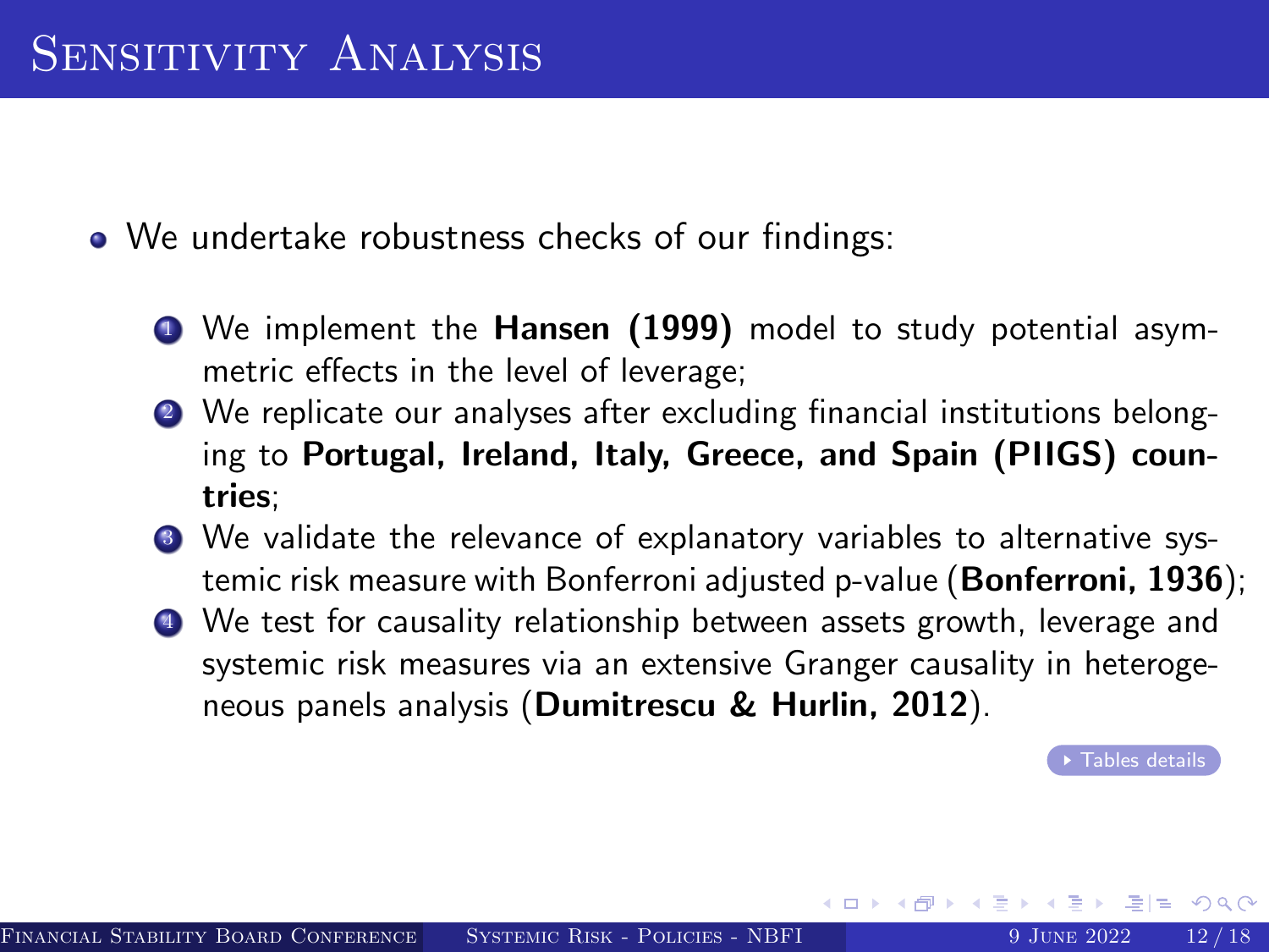# Sensitivity Analysis

- We undertake robustness checks of our findings:

  1. We implement the **Hansen (1999)** model to study potential asymmetric effects in the level of leverage;
  2. We replicate our analyses after excluding financial institutions belonging to **Portugal, Ireland, Italy, Greece, and Spain (PIIGS) countries**;
  3. We validate the relevance of explanatory variables to alternative systemic risk measure with Bonferroni adjusted p-value (**Bonferroni, 1936**);
  4. We test for causality relationship between assets growth, leverage and systemic risk measures via an extensive Granger causality in heterogeneous panels analysis (**Dumitrescu & Hurlin, 2012**).

Tables details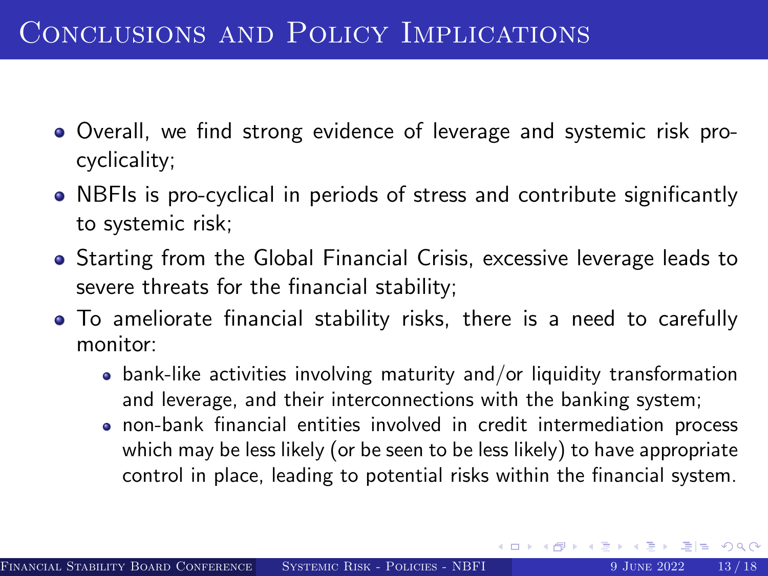# Conclusions and Policy Implications

- Overall, we find strong evidence of leverage and systemic risk pro-cyclicality;
- NBFIs is pro-cyclical in periods of stress and contribute significantly to systemic risk;
- Starting from the Global Financial Crisis, excessive leverage leads to severe threats for the financial stability;
- To ameliorate financial stability risks, there is a need to carefully monitor:
  - bank-like activities involving maturity and/or liquidity transformation and leverage, and their interconnections with the banking system;
  - non-bank financial entities involved in credit intermediation process which may be less likely (or be seen to be less likely) to have appropriate control in place, leading to potential risks within the financial system.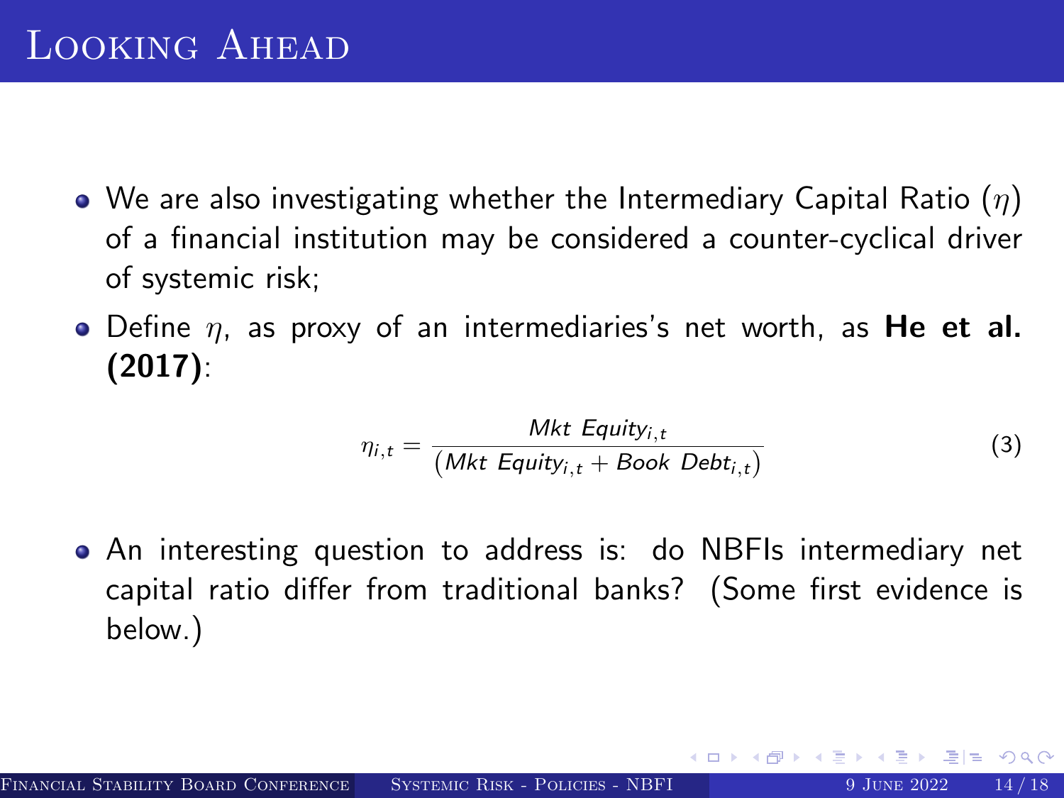# Looking Ahead

- We are also investigating whether the Intermediary Capital Ratio ($\eta$) of a financial institution may be considered a counter-cyclical driver of systemic risk;
- Define $\eta$, as proxy of an intermediaries's net worth, as **He et al. (2017)**:

$$\eta_{i,t} = \frac{Mkt\ Equity_{i,t}}{(Mkt\ Equity_{i,t} + Book\ Debt_{i,t})} \tag{3}$$

- An interesting question to address is: do NBFIs intermediary net capital ratio differ from traditional banks? (Some first evidence is below.)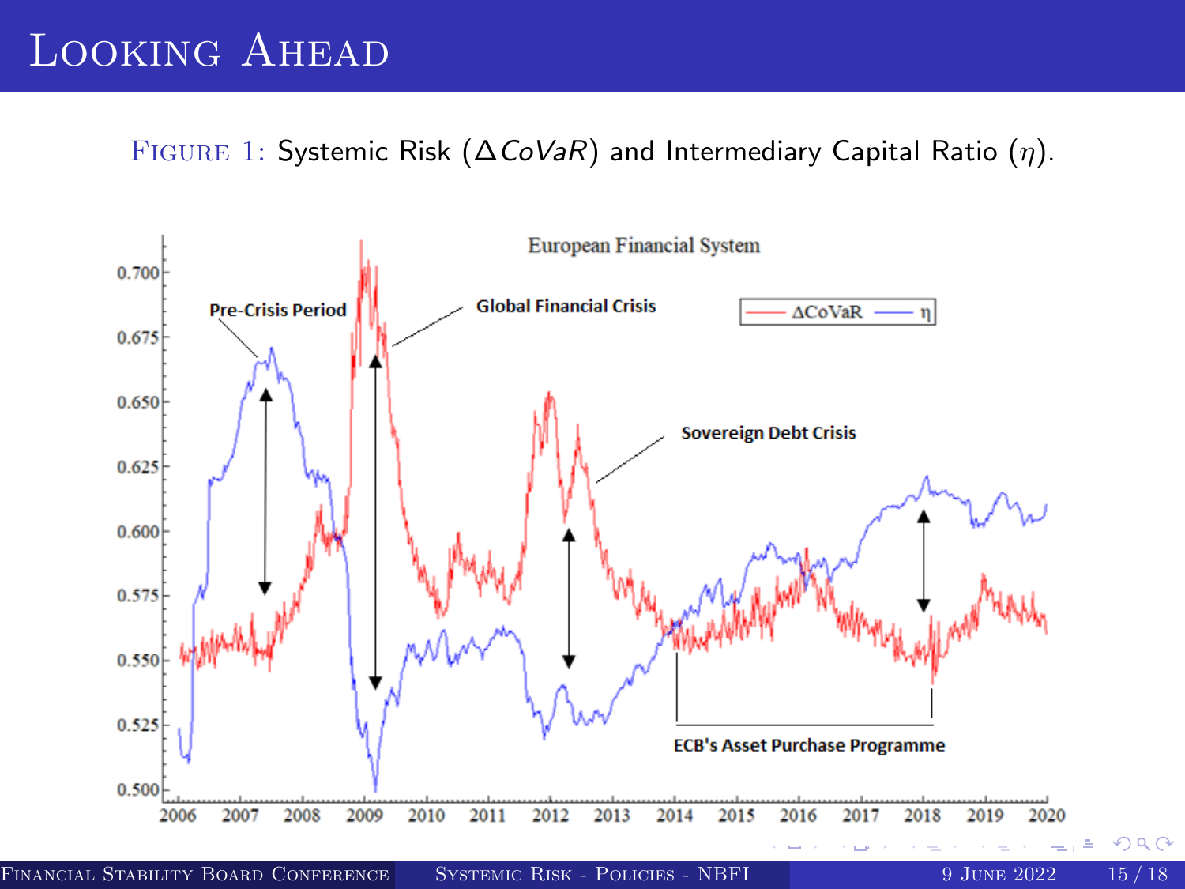# Looking Ahead

Figure 1: Systemic Risk ($\Delta CoVaR$) and Intermediary Capital Ratio ($\eta$).

European Financial System

Pre-Crisis Period

Global Financial Crisis

Sovereign Debt Crisis

ECB's Asset Purchase Programme

ΔCoVaR — η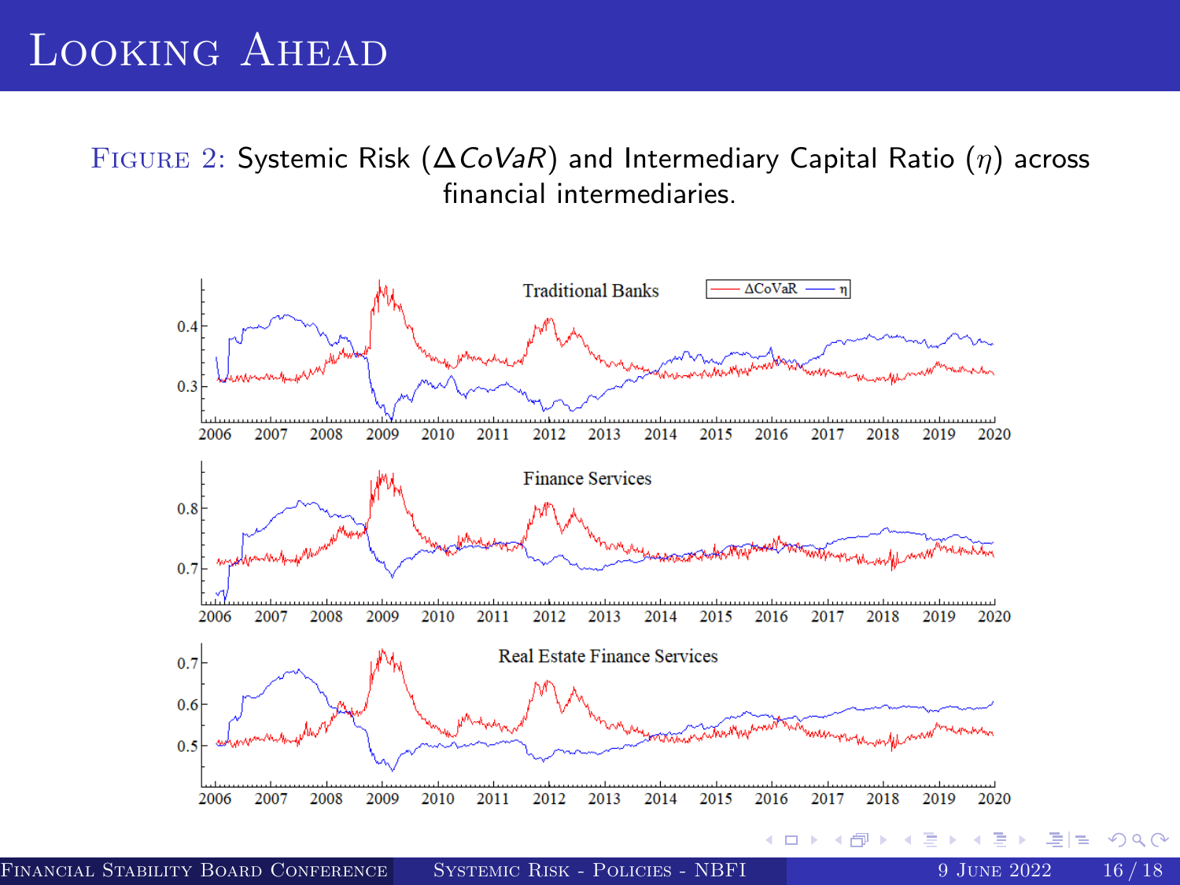# Looking Ahead

Figure 2: Systemic Risk ($\Delta CoVaR$) and Intermediary Capital Ratio ($\eta$) across financial intermediaries.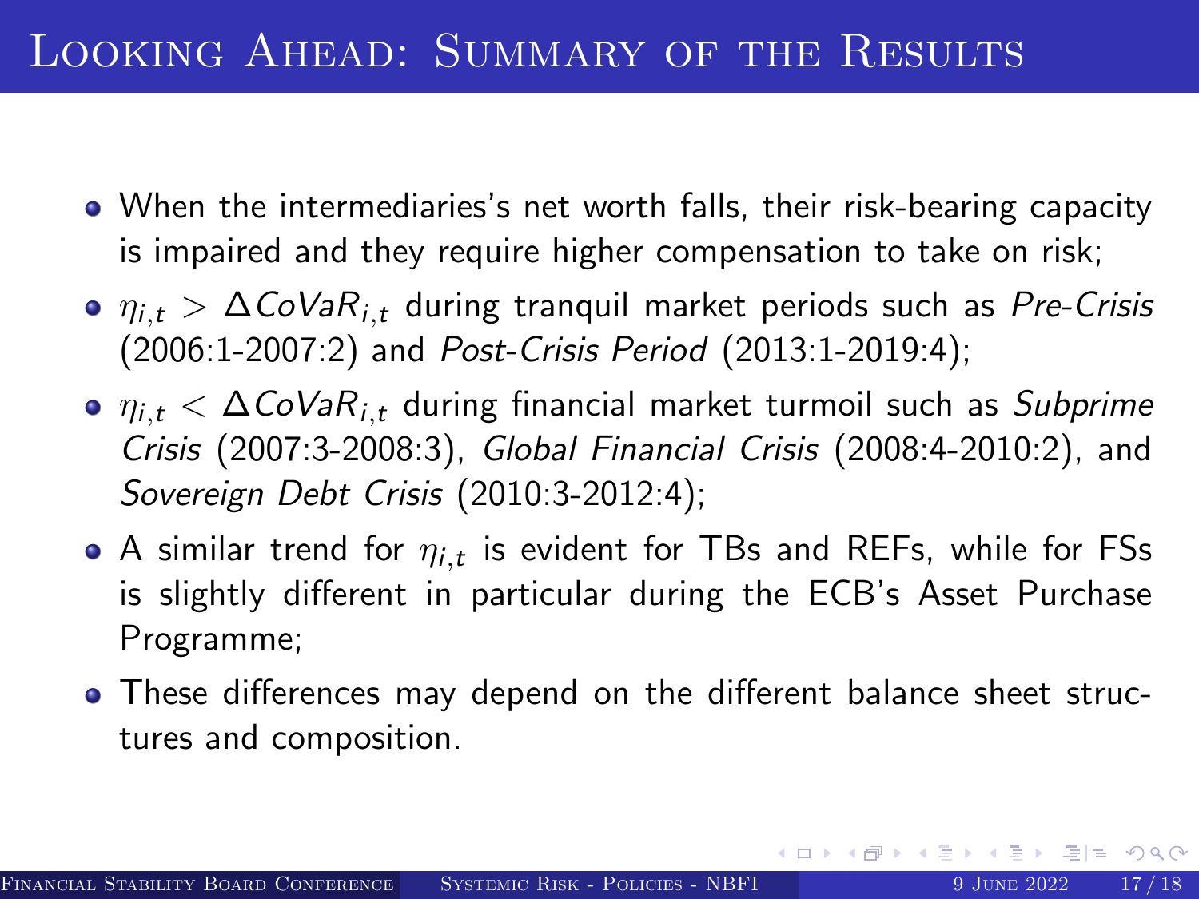# Looking Ahead: Summary of the Results

- When the intermediaries's net worth falls, their risk-bearing capacity is impaired and they require higher compensation to take on risk;
- $\eta_{i,t} > \Delta CoVaR_{i,t}$ during tranquil market periods such as *Pre-Crisis* (2006:1-2007:2) and *Post-Crisis Period* (2013:1-2019:4);
- $\eta_{i,t} < \Delta CoVaR_{i,t}$ during financial market turmoil such as *Subprime Crisis* (2007:3-2008:3), *Global Financial Crisis* (2008:4-2010:2), and *Sovereign Debt Crisis* (2010:3-2012:4);
- A similar trend for $\eta_{i,t}$ is evident for TBs and REFs, while for FSs is slightly different in particular during the ECB's Asset Purchase Programme;
- These differences may depend on the different balance sheet structures and composition.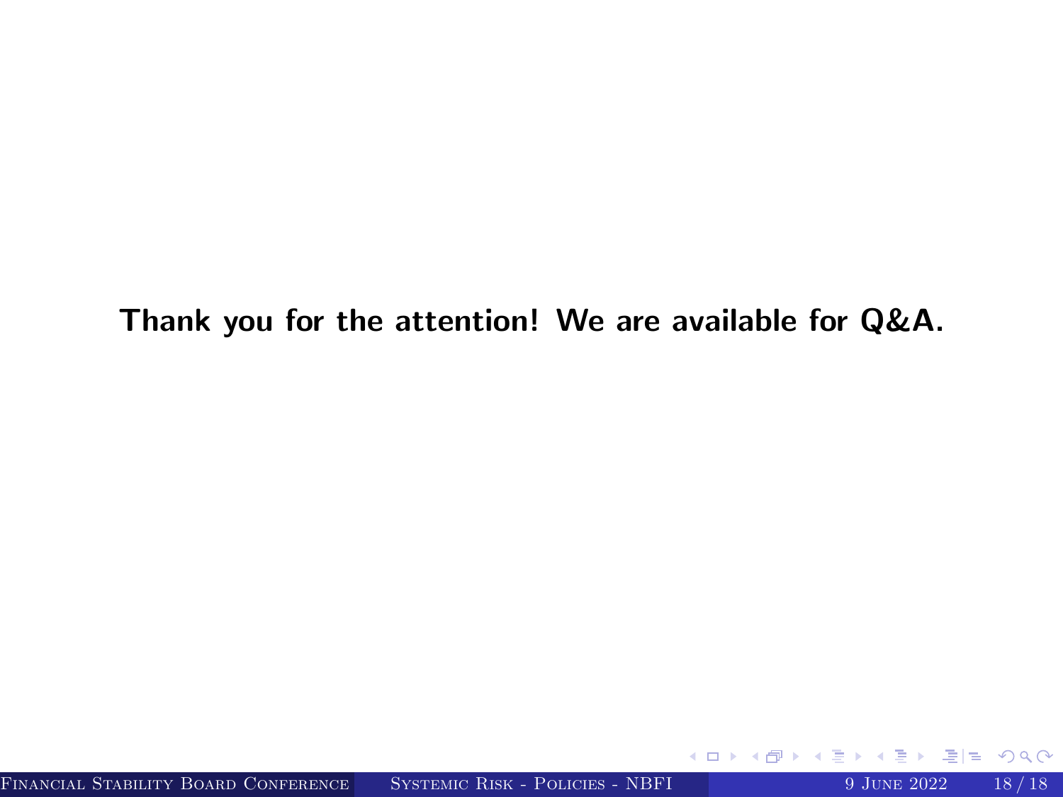**Thank you for the attention! We are available for Q&A.**